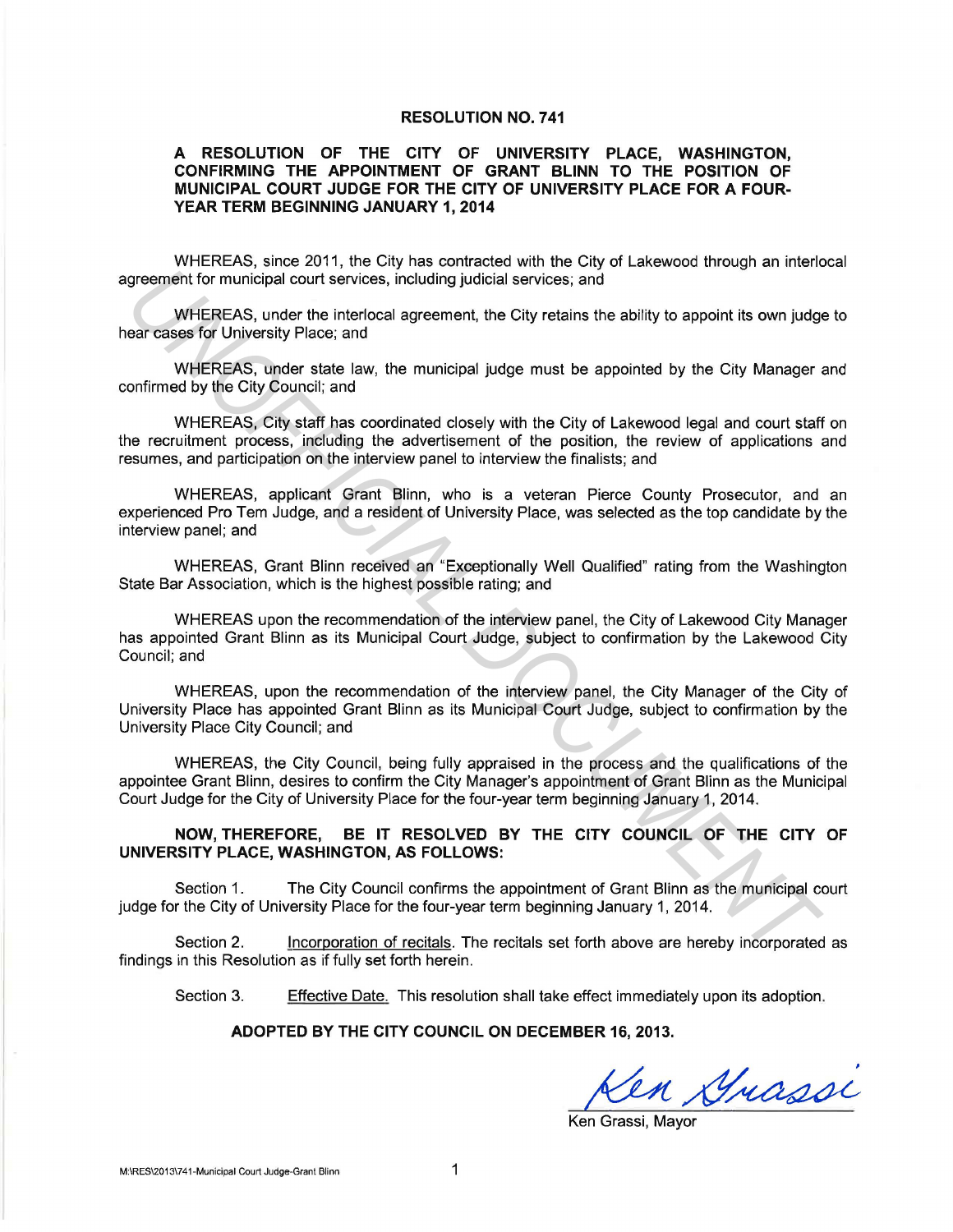# RESOLUTION NO. 741

## A RESOLUTION OF THE CITY OF UNIVERSITY PLACE, WASHINGTON, CONFIRMING THE APPOINTMENT OF GRANT BLINN TO THE POSITION OF MUNICIPAL COURT JUDGE FOR THE CITY OF UNIVERSITY PLACE FOR A FOUR-YEAR TERM BEGINNING JANUARY 1, 2014

WHEREAS, since 2011, the City has contracted with the City of Lakewood through an interlocal agreement for municipal court services, including judicial services; and

WHEREAS, under the interlocal agreement, the City retains the ability to appoint its own judge to hear cases for University Place; and

WHEREAS, under state law, the municipal judge must be appointed by the City Manager and confirmed by the City Council; and

WHEREAS, City staff has coordinated closely with the City of Lakewood legal and court staff on the recruitment process, including the advertisement of the position, the review of applications and resumes, and participation on the interview panel to interview the finalists; and

WHEREAS, applicant Grant Blinn, who is a veteran Pierce County Prosecutor, and an experienced Pro Tem Judge, and a resident of University Place, was selected as the top candidate by the interview panel; and

WHEREAS, Grant Blinn received an "Exceptionally Well Qualified" rating from the Washington State Bar Association, which is the highest possible rating; and

WHEREAS upon the recommendation of the interview panel, the City of Lakewood City Manager has appointed Grant Blinn as its Municipal Court Judge, subject to confirmation by the Lakewood City Council; and

WHEREAS, upon the recommendation of the interview panel, the City Manager of the City of University Place has appointed Grant Blinn as its Municipal Court Judge, subject to confirmation by the University Place City Council; and

WHEREAS, the City Council, being fully appraised in the process and the qualifications of the appointee Grant Blinn, desires to confirm the City Manager's appointment of Grant Blinn as the Municipal Court Judge for the City of University Place for the four-year term beginning January 1, 2014.

**NOW, THEREFORE, BE IT RESOLVED BY THE CITY COUNCIL OF THE CITY OF UNIVERSITY PLACE, WASHINGTON, AS FOLLOWS:**

Section 1. The City Council confirms the appointment of Grant Blinn as the municipal court judge for the City of University Place for the four-year term beginning January 1, 2014.

Section 2. Incorporation of recitals. The recitals set forth above are hereby incorporated as findings in this Resolution as if fully set forth herein.

Section 3. Effective Date. This resolution shall take effect immediately upon its adoption.

**ADOPTED BY THE CITY COUNCIL ON DECEMBER 16, 2013.**

Ken Grassi

Ken Grassi, Mayor

M:\RES\2013\741-Municipal Court Judge-Grant Blinn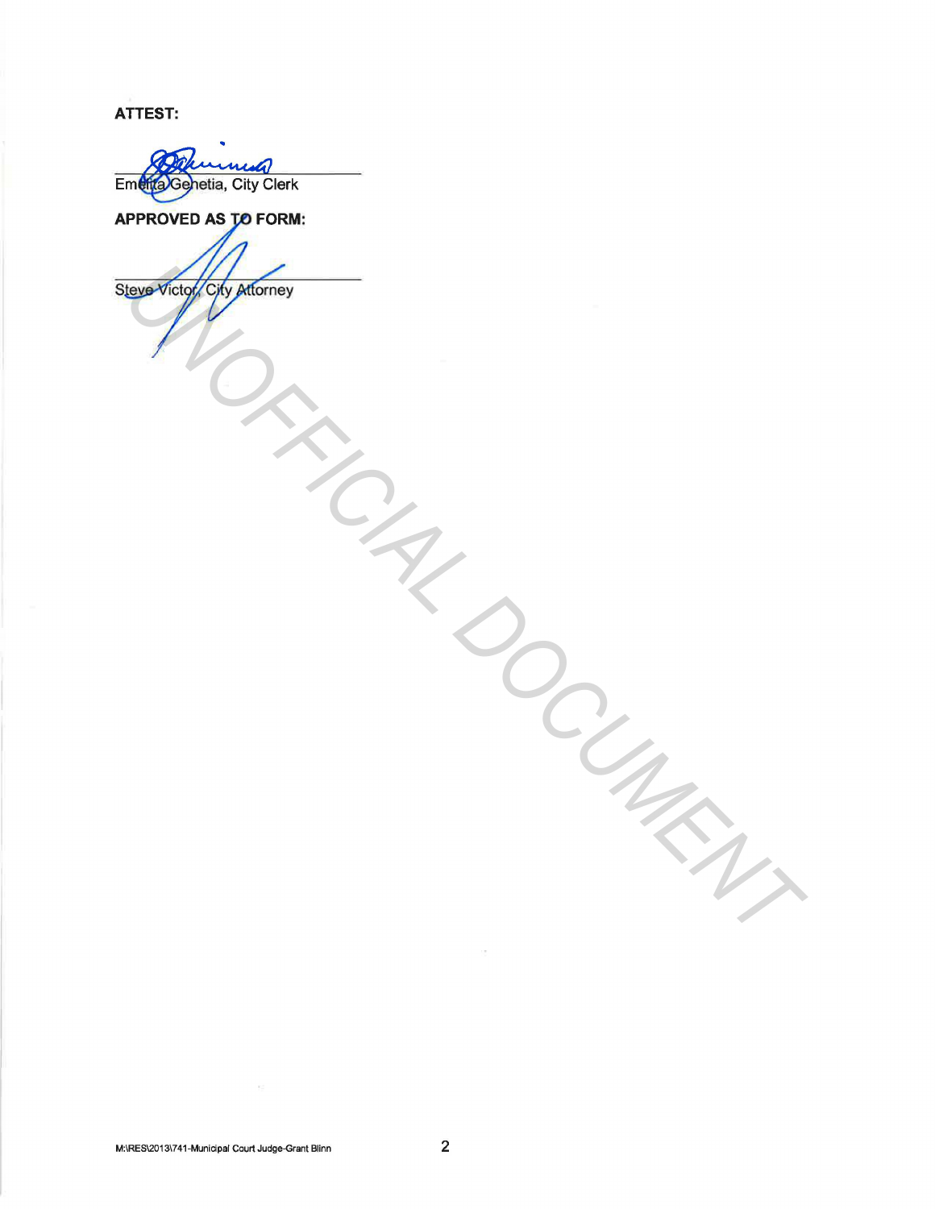**ATTEST:**

Emelita Genetia, City Clerk

**APPROVED AS TO FORM:**

Steve Victor, City Attorney

UNOFFICIAL DOCUMENT

M:\RES\2013\741-Municipal Court Judge-Grant Blinn